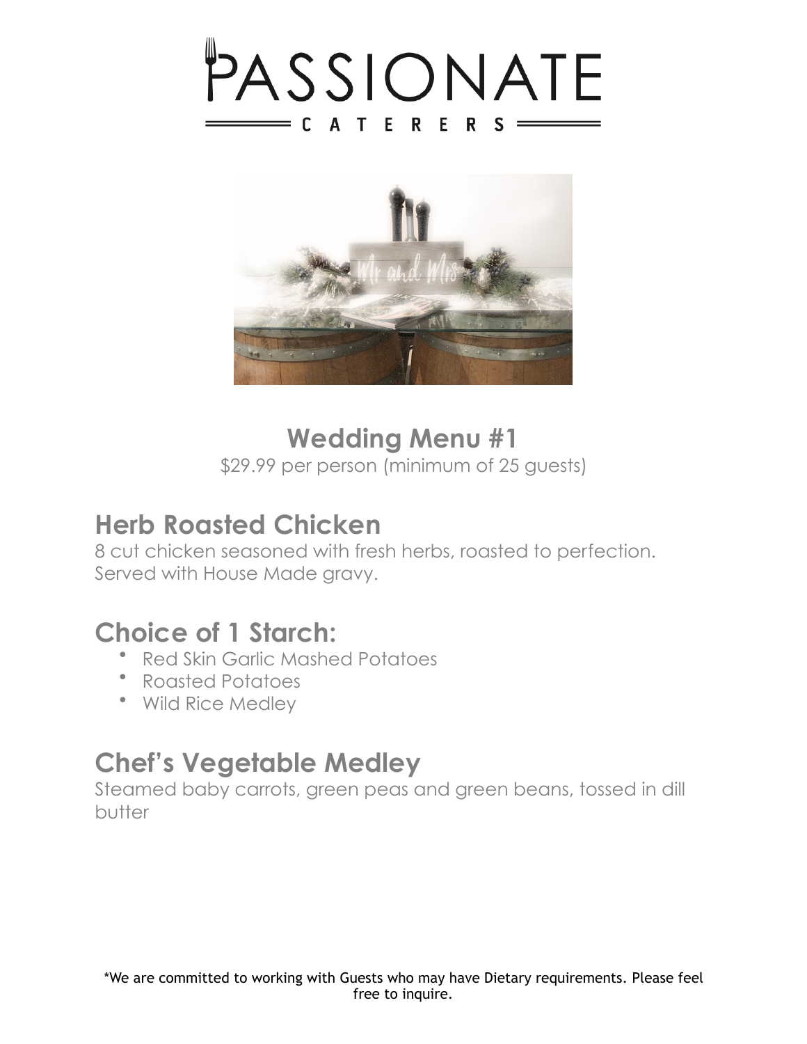# PASSIONATE CATERERS

## Wedding Menu #1

$29.99 per person (minimum of 25 guests)

## Herb Roasted Chicken

8 cut chicken seasoned with fresh herbs, roasted to perfection. Served with House Made gravy.

## Choice of 1 Starch:

- Red Skin Garlic Mashed Potatoes
- Roasted Potatoes
- Wild Rice Medley

## Chef's Vegetable Medley

Steamed baby carrots, green peas and green beans, tossed in dill butter

*We are committed to working with Guests who may have Dietary requirements. Please feel free to inquire.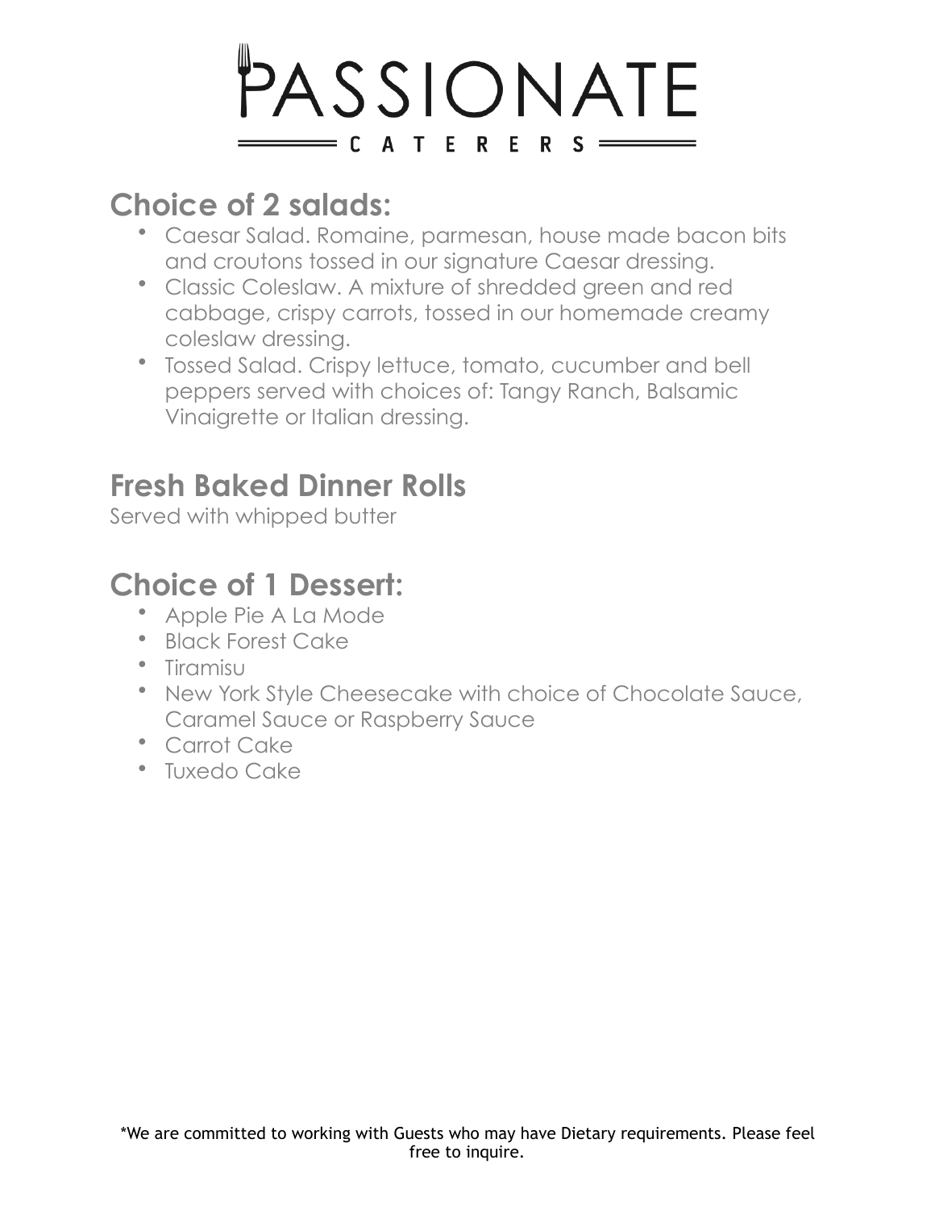# PASSIONATE CATERERS

## Choice of 2 salads:

- Caesar Salad. Romaine, parmesan, house made bacon bits and croutons tossed in our signature Caesar dressing.
- Classic Coleslaw. A mixture of shredded green and red cabbage, crispy carrots, tossed in our homemade creamy coleslaw dressing.
- Tossed Salad. Crispy lettuce, tomato, cucumber and bell peppers served with choices of: Tangy Ranch, Balsamic Vinaigrette or Italian dressing.

## Fresh Baked Dinner Rolls

Served with whipped butter

## Choice of 1 Dessert:

- Apple Pie A La Mode
- Black Forest Cake
- Tiramisu
- New York Style Cheesecake with choice of Chocolate Sauce, Caramel Sauce or Raspberry Sauce
- Carrot Cake
- Tuxedo Cake

*We are committed to working with Guests who may have Dietary requirements. Please feel free to inquire.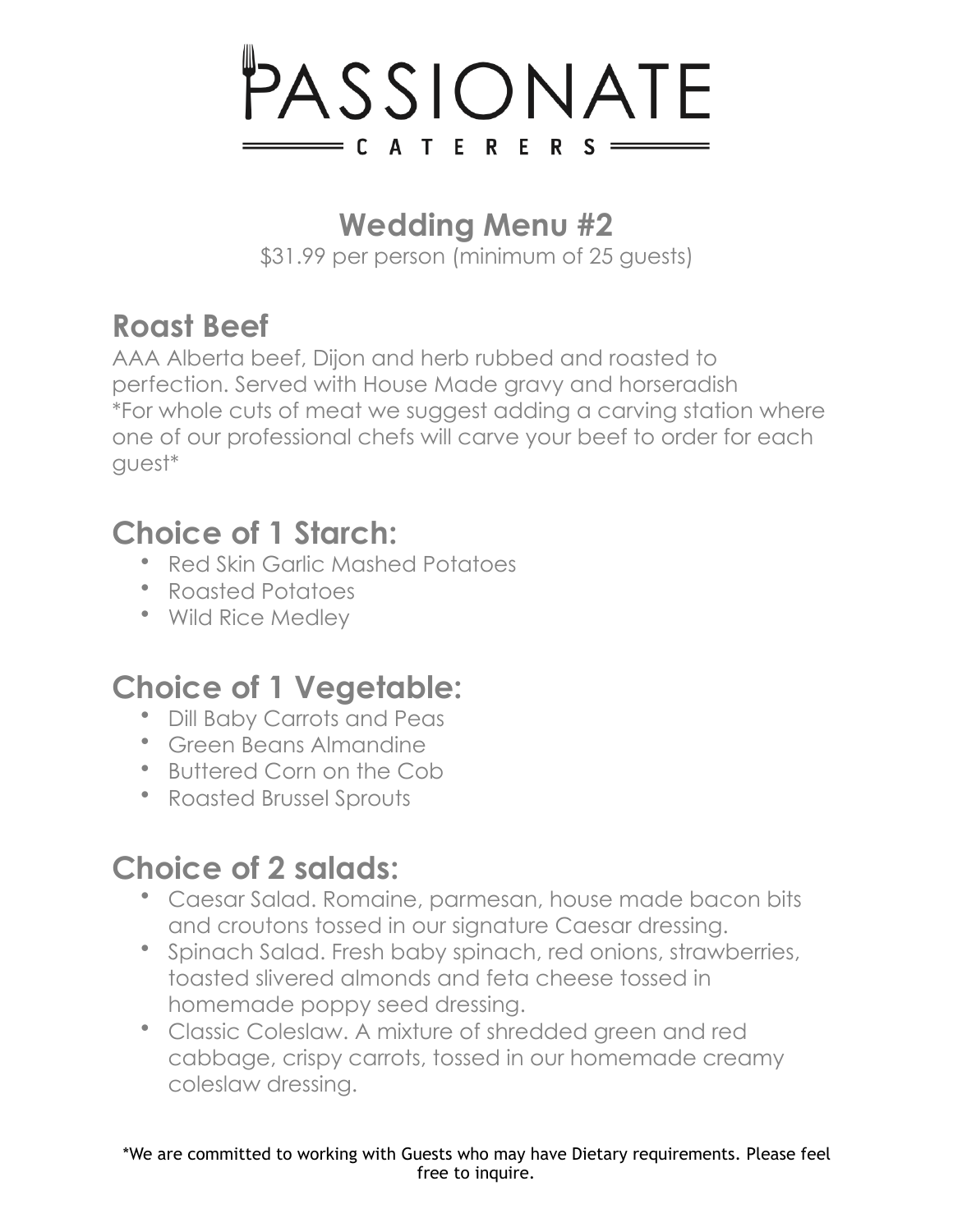# PASSIONATE CATERERS

## Wedding Menu #2

$31.99 per person (minimum of 25 guests)

## Roast Beef

AAA Alberta beef, Dijon and herb rubbed and roasted to perfection. Served with House Made gravy and horseradish
*For whole cuts of meat we suggest adding a carving station where one of our professional chefs will carve your beef to order for each guest*

## Choice of 1 Starch:

- Red Skin Garlic Mashed Potatoes
- Roasted Potatoes
- Wild Rice Medley

## Choice of 1 Vegetable:

- Dill Baby Carrots and Peas
- Green Beans Almandine
- Buttered Corn on the Cob
- Roasted Brussel Sprouts

## Choice of 2 salads:

- Caesar Salad. Romaine, parmesan, house made bacon bits and croutons tossed in our signature Caesar dressing.
- Spinach Salad. Fresh baby spinach, red onions, strawberries, toasted slivered almonds and feta cheese tossed in homemade poppy seed dressing.
- Classic Coleslaw. A mixture of shredded green and red cabbage, crispy carrots, tossed in our homemade creamy coleslaw dressing.

*We are committed to working with Guests who may have Dietary requirements. Please feel free to inquire.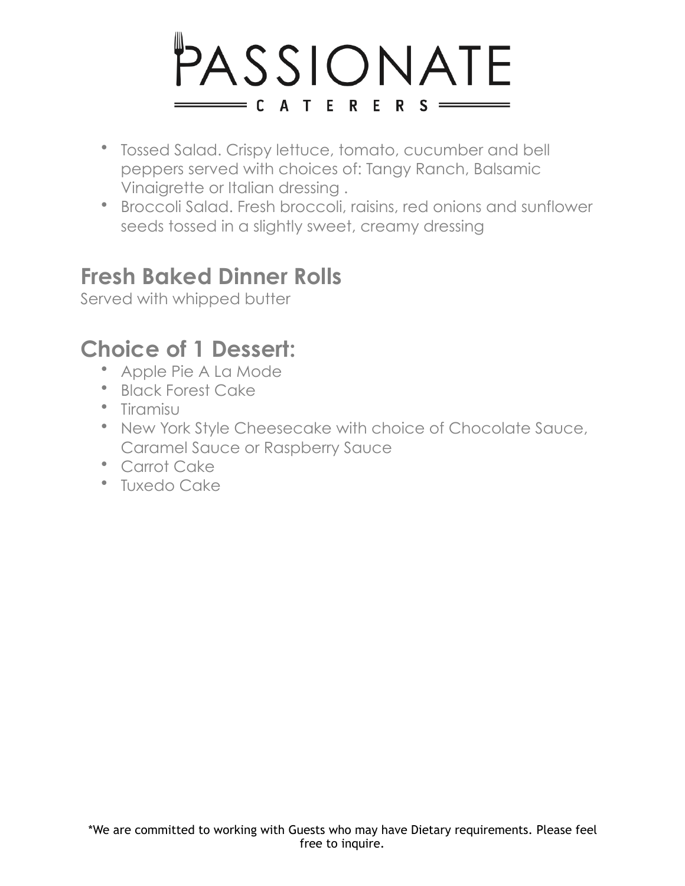- Tossed Salad. Crispy lettuce, tomato, cucumber and bell peppers served with choices of: Tangy Ranch, Balsamic Vinaigrette or Italian dressing .
- Broccoli Salad. Fresh broccoli, raisins, red onions and sunflower seeds tossed in a slightly sweet, creamy dressing

## Fresh Baked Dinner Rolls

Served with whipped butter

## Choice of 1 Dessert:

- Apple Pie A La Mode
- Black Forest Cake
- Tiramisu
- New York Style Cheesecake with choice of Chocolate Sauce, Caramel Sauce or Raspberry Sauce
- Carrot Cake
- Tuxedo Cake

*We are committed to working with Guests who may have Dietary requirements. Please feel free to inquire.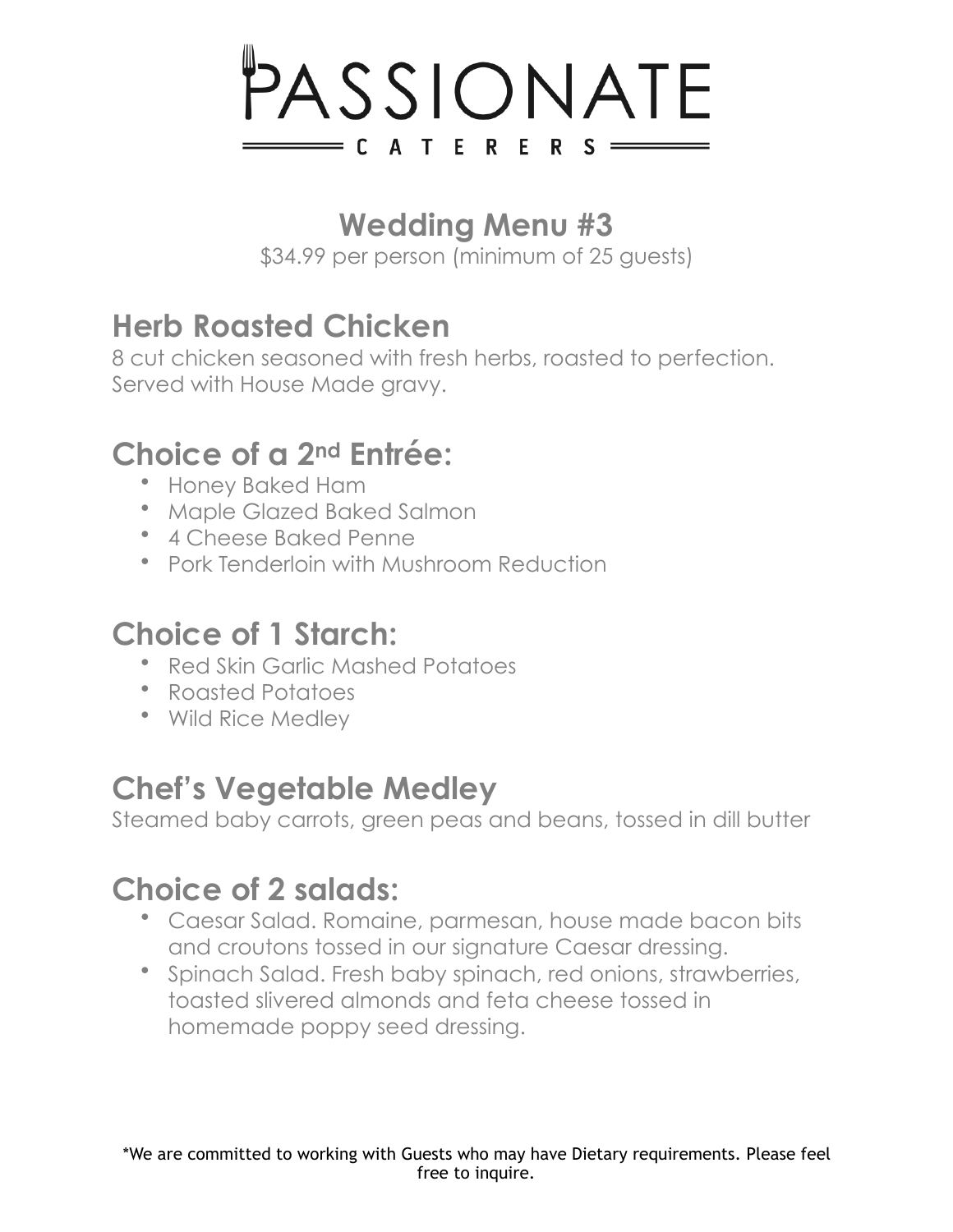# PASSIONATE

CATERERS

## Wedding Menu #3

$34.99 per person (minimum of 25 guests)

## Herb Roasted Chicken

8 cut chicken seasoned with fresh herbs, roasted to perfection. Served with House Made gravy.

## Choice of a 2nd Entrée:

- Honey Baked Ham
- Maple Glazed Baked Salmon
- 4 Cheese Baked Penne
- Pork Tenderloin with Mushroom Reduction

## Choice of 1 Starch:

- Red Skin Garlic Mashed Potatoes
- Roasted Potatoes
- Wild Rice Medley

## Chef's Vegetable Medley

Steamed baby carrots, green peas and beans, tossed in dill butter

## Choice of 2 salads:

- Caesar Salad. Romaine, parmesan, house made bacon bits and croutons tossed in our signature Caesar dressing.
- Spinach Salad. Fresh baby spinach, red onions, strawberries, toasted slivered almonds and feta cheese tossed in homemade poppy seed dressing.

*We are committed to working with Guests who may have Dietary requirements. Please feel free to inquire.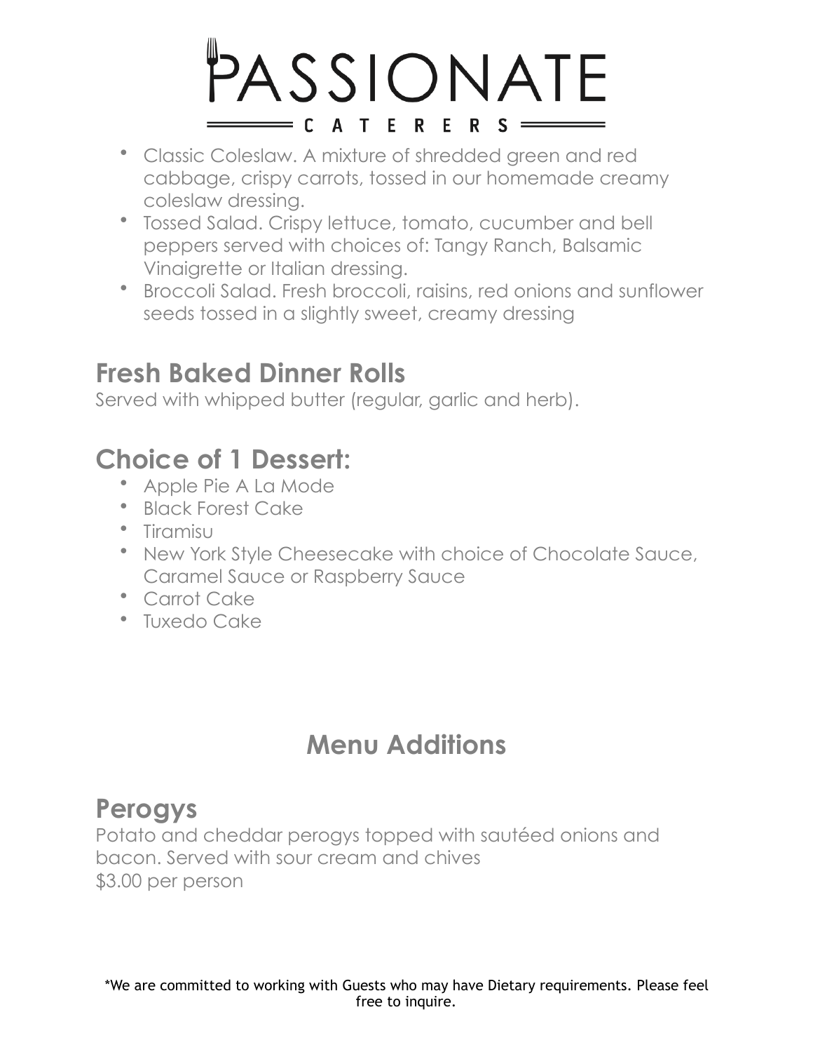- Classic Coleslaw. A mixture of shredded green and red cabbage, crispy carrots, tossed in our homemade creamy coleslaw dressing.
- Tossed Salad. Crispy lettuce, tomato, cucumber and bell peppers served with choices of: Tangy Ranch, Balsamic Vinaigrette or Italian dressing.
- Broccoli Salad. Fresh broccoli, raisins, red onions and sunflower seeds tossed in a slightly sweet, creamy dressing

## Fresh Baked Dinner Rolls

Served with whipped butter (regular, garlic and herb).

## Choice of 1 Dessert:

- Apple Pie A La Mode
- Black Forest Cake
- Tiramisu
- New York Style Cheesecake with choice of Chocolate Sauce, Caramel Sauce or Raspberry Sauce
- Carrot Cake
- Tuxedo Cake

# Menu Additions

## Perogys

Potato and cheddar perogys topped with sautéed onions and bacon. Served with sour cream and chives
$3.00 per person

*We are committed to working with Guests who may have Dietary requirements. Please feel free to inquire.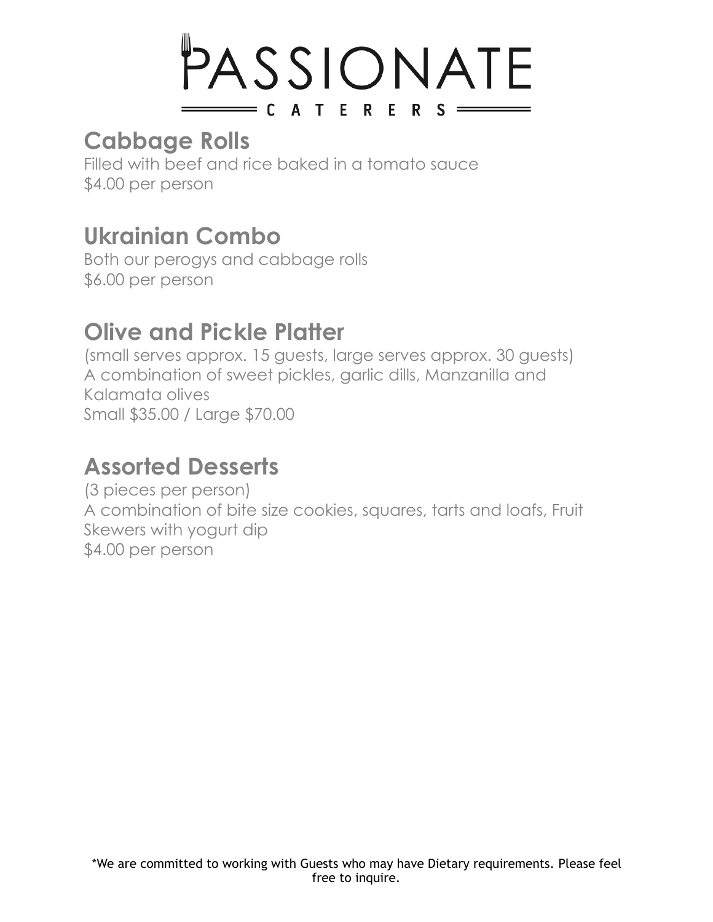# PASSIONATE

CATERERS

## Cabbage Rolls

Filled with beef and rice baked in a tomato sauce
$4.00 per person

## Ukrainian Combo

Both our perogys and cabbage rolls
$6.00 per person

## Olive and Pickle Platter

(small serves approx. 15 guests, large serves approx. 30 guests)
A combination of sweet pickles, garlic dills, Manzanilla and Kalamata olives
Small $35.00 / Large $70.00

## Assorted Desserts

(3 pieces per person)
A combination of bite size cookies, squares, tarts and loafs, Fruit Skewers with yogurt dip
$4.00 per person

*We are committed to working with Guests who may have Dietary requirements. Please feel free to inquire.